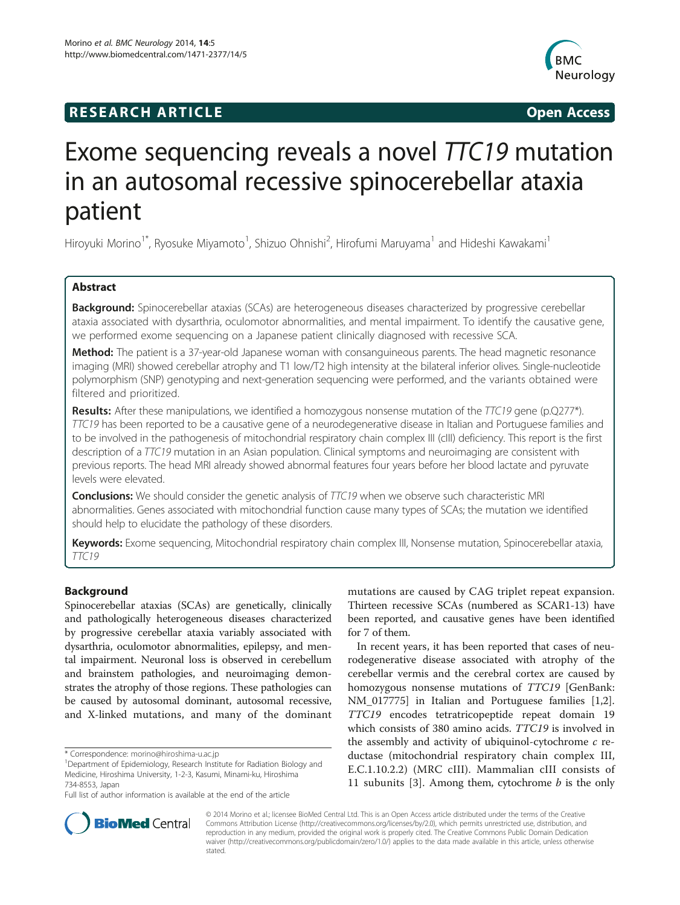RESEARCH ARTICLE Open Access

# Exome sequencing reveals a novel *TTC19* mutation in an autosomal recessive spinocerebellar ataxia patient

Hiroyuki Morino[1*], Ryosuke Miyamoto[1], Shizuo Ohnishi[2], Hirofumi Maruyama[1] and Hideshi Kawakami[1]

## Abstract

**Background:** Spinocerebellar ataxias (SCAs) are heterogeneous diseases characterized by progressive cerebellar ataxia associated with dysarthria, oculomotor abnormalities, and mental impairment. To identify the causative gene, we performed exome sequencing on a Japanese patient clinically diagnosed with recessive SCA.

**Method:** The patient is a 37-year-old Japanese woman with consanguineous parents. The head magnetic resonance imaging (MRI) showed cerebellar atrophy and T1 low/T2 high intensity at the bilateral inferior olives. Single-nucleotide polymorphism (SNP) genotyping and next-generation sequencing were performed, and the variants obtained were filtered and prioritized.

**Results:** After these manipulations, we identified a homozygous nonsense mutation of the *TTC19* gene (p.Q277*). *TTC19* has been reported to be a causative gene of a neurodegenerative disease in Italian and Portuguese families and to be involved in the pathogenesis of mitochondrial respiratory chain complex III (cIII) deficiency. This report is the first description of a *TTC19* mutation in an Asian population. Clinical symptoms and neuroimaging are consistent with previous reports. The head MRI already showed abnormal features four years before her blood lactate and pyruvate levels were elevated.

**Conclusions:** We should consider the genetic analysis of *TTC19* when we observe such characteristic MRI abnormalities. Genes associated with mitochondrial function cause many types of SCAs; the mutation we identified should help to elucidate the pathology of these disorders.

**Keywords:** Exome sequencing, Mitochondrial respiratory chain complex III, Nonsense mutation, Spinocerebellar ataxia, *TTC19*

## Background

Spinocerebellar ataxias (SCAs) are genetically, clinically and pathologically heterogeneous diseases characterized by progressive cerebellar ataxia variably associated with dysarthria, oculomotor abnormalities, epilepsy, and mental impairment. Neuronal loss is observed in cerebellum and brainstem pathologies, and neuroimaging demonstrates the atrophy of those regions. These pathologies can be caused by autosomal dominant, autosomal recessive, and X-linked mutations, and many of the dominant mutations are caused by CAG triplet repeat expansion. Thirteen recessive SCAs (numbered as SCAR1-13) have been reported, and causative genes have been identified for 7 of them.

In recent years, it has been reported that cases of neurodegenerative disease associated with atrophy of the cerebellar vermis and the cerebral cortex are caused by homozygous nonsense mutations of *TTC19* [GenBank: NM_017775] in Italian and Portuguese families [1,2]. *TTC19* encodes tetratricopeptide repeat domain 19 which consists of 380 amino acids. *TTC19* is involved in the assembly and activity of ubiquinol-cytochrome *c* reductase (mitochondrial respiratory chain complex III, E.C.1.10.2.2) (MRC cIII). Mammalian cIII consists of 11 subunits [3]. Among them, cytochrome *b* is the only

\* Correspondence: morino@hiroshima-u.ac.jp
[1]Department of Epidemiology, Research Institute for Radiation Biology and Medicine, Hiroshima University, 1-2-3, Kasumi, Minami-ku, Hiroshima 734-8553, Japan
Full list of author information is available at the end of the article

© 2014 Morino et al.; licensee BioMed Central Ltd. This is an Open Access article distributed under the terms of the Creative Commons Attribution License (http://creativecommons.org/licenses/by/2.0), which permits unrestricted use, distribution, and reproduction in any medium, provided the original work is properly cited. The Creative Commons Public Domain Dedication waiver (http://creativecommons.org/publicdomain/zero/1.0/) applies to the data made available in this article, unless otherwise stated.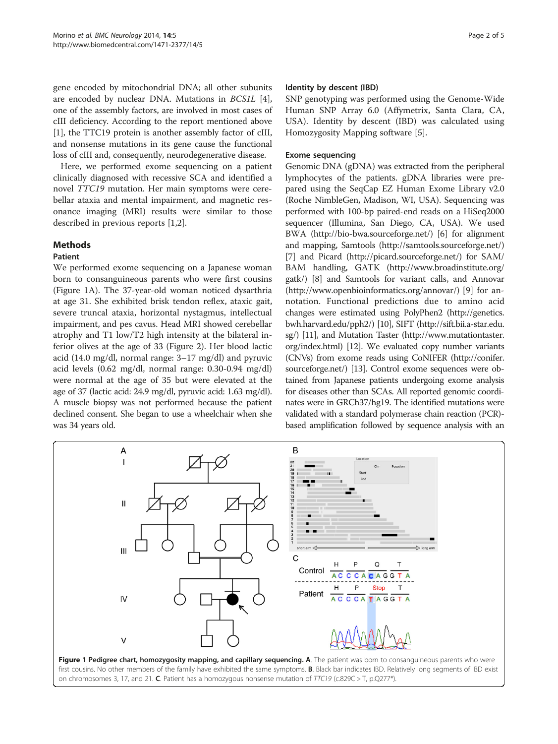gene encoded by mitochondrial DNA; all other subunits are encoded by nuclear DNA. Mutations in *BCS1L* [4], one of the assembly factors, are involved in most cases of cIII deficiency. According to the report mentioned above [1], the TTC19 protein is another assembly factor of cIII, and nonsense mutations in its gene cause the functional loss of cIII and, consequently, neurodegenerative disease.

Here, we performed exome sequencing on a patient clinically diagnosed with recessive SCA and identified a novel *TTC19* mutation. Her main symptoms were cerebellar ataxia and mental impairment, and magnetic resonance imaging (MRI) results were similar to those described in previous reports [1,2].

## Methods

### Patient

We performed exome sequencing on a Japanese woman born to consanguineous parents who were first cousins (Figure 1A). The 37-year-old woman noticed dysarthria at age 31. She exhibited brisk tendon reflex, ataxic gait, severe truncal ataxia, horizontal nystagmus, intellectual impairment, and pes cavus. Head MRI showed cerebellar atrophy and T1 low/T2 high intensity at the bilateral inferior olives at the age of 33 (Figure 2). Her blood lactic acid (14.0 mg/dl, normal range: 3–17 mg/dl) and pyruvic acid levels (0.62 mg/dl, normal range: 0.30-0.94 mg/dl) were normal at the age of 35 but were elevated at the age of 37 (lactic acid: 24.9 mg/dl, pyruvic acid: 1.63 mg/dl). A muscle biopsy was not performed because the patient declined consent. She began to use a wheelchair when she was 34 years old.

### Identity by descent (IBD)

SNP genotyping was performed using the Genome-Wide Human SNP Array 6.0 (Affymetrix, Santa Clara, CA, USA). Identity by descent (IBD) was calculated using Homozygosity Mapping software [5].

### Exome sequencing

Genomic DNA (gDNA) was extracted from the peripheral lymphocytes of the patients. gDNA libraries were prepared using the SeqCap EZ Human Exome Library v2.0 (Roche NimbleGen, Madison, WI, USA). Sequencing was performed with 100-bp paired-end reads on a HiSeq2000 sequencer (Illumina, San Diego, CA, USA). We used BWA (http://bio-bwa.sourceforge.net/) [6] for alignment and mapping, Samtools (http://samtools.sourceforge.net/) [7] and Picard (http://picard.sourceforge.net/) for SAM/BAM handling, GATK (http://www.broadinstitute.org/gatk/) [8] and Samtools for variant calls, and Annovar (http://www.openbioinformatics.org/annovar/) [9] for annotation. Functional predictions due to amino acid changes were estimated using PolyPhen2 (http://genetics.bwh.harvard.edu/pph2/) [10], SIFT (http://sift.bii.a-star.edu.sg/) [11], and Mutation Taster (http://www.mutationtaster.org/index.html) [12]. We evaluated copy number variants (CNVs) from exome reads using CoNIFER (http://conifer.sourceforge.net/) [13]. Control exome sequences were obtained from Japanese patients undergoing exome analysis for diseases other than SCAs. All reported genomic coordinates were in GRCh37/hg19. The identified mutations were validated with a standard polymerase chain reaction (PCR)-based amplification followed by sequence analysis with an

**Figure 1 Pedigree chart, homozygosity mapping, and capillary sequencing. A**. The patient was born to consanguineous parents who were first cousins. No other members of the family have exhibited the same symptoms. **B**. Black bar indicates IBD. Relatively long segments of IBD exist on chromosomes 3, 17, and 21. **C**. Patient has a homozygous nonsense mutation of *TTC19* (c.829C > T, p.Q277*).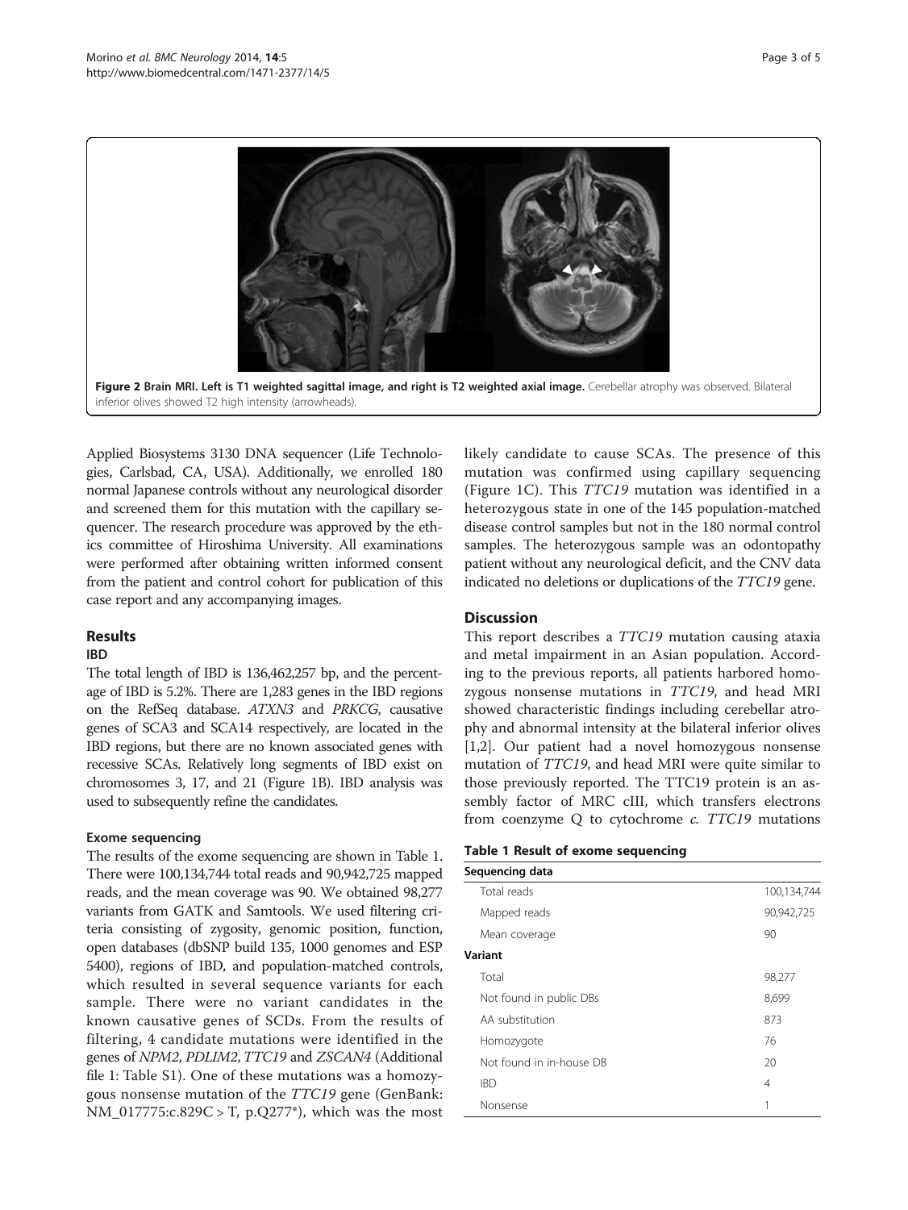Figure 2 Brain MRI. Left is T1 weighted sagittal image, and right is T2 weighted axial image. Cerebellar atrophy was observed. Bilateral inferior olives showed T2 high intensity (arrowheads).

Applied Biosystems 3130 DNA sequencer (Life Technologies, Carlsbad, CA, USA). Additionally, we enrolled 180 normal Japanese controls without any neurological disorder and screened them for this mutation with the capillary sequencer. The research procedure was approved by the ethics committee of Hiroshima University. All examinations were performed after obtaining written informed consent from the patient and control cohort for publication of this case report and any accompanying images.

## Results

### IBD

The total length of IBD is 136,462,257 bp, and the percentage of IBD is 5.2%. There are 1,283 genes in the IBD regions on the RefSeq database. *ATXN3* and *PRKCG*, causative genes of SCA3 and SCA14 respectively, are located in the IBD regions, but there are no known associated genes with recessive SCAs. Relatively long segments of IBD exist on chromosomes 3, 17, and 21 (Figure 1B). IBD analysis was used to subsequently refine the candidates.

### Exome sequencing

The results of the exome sequencing are shown in Table 1. There were 100,134,744 total reads and 90,942,725 mapped reads, and the mean coverage was 90. We obtained 98,277 variants from GATK and Samtools. We used filtering criteria consisting of zygosity, genomic position, function, open databases (dbSNP build 135, 1000 genomes and ESP 5400), regions of IBD, and population-matched controls, which resulted in several sequence variants for each sample. There were no variant candidates in the known causative genes of SCDs. From the results of filtering, 4 candidate mutations were identified in the genes of *NPM2*, *PDLIM2*, *TTC19* and *ZSCAN4* (Additional file 1: Table S1). One of these mutations was a homozygous nonsense mutation of the *TTC19* gene (GenBank: NM_017775:c.829C > T, p.Q277*), which was the most likely candidate to cause SCAs. The presence of this mutation was confirmed using capillary sequencing (Figure 1C). This *TTC19* mutation was identified in a heterozygous state in one of the 145 population-matched disease control samples but not in the 180 normal control samples. The heterozygous sample was an odontopathy patient without any neurological deficit, and the CNV data indicated no deletions or duplications of the *TTC19* gene.

## Discussion

This report describes a *TTC19* mutation causing ataxia and metal impairment in an Asian population. According to the previous reports, all patients harbored homozygous nonsense mutations in *TTC19*, and head MRI showed characteristic findings including cerebellar atrophy and abnormal intensity at the bilateral inferior olives [1,2]. Our patient had a novel homozygous nonsense mutation of *TTC19*, and head MRI were quite similar to those previously reported. The TTC19 protein is an assembly factor of MRC cIII, which transfers electrons from coenzyme Q to cytochrome *c*. *TTC19* mutations

**Table 1 Result of exome sequencing**

| Sequencing data | |
|---|---|
| Total reads | 100,134,744 |
| Mapped reads | 90,942,725 |
| Mean coverage | 90 |
| **Variant** | |
| Total | 98,277 |
| Not found in public DBs | 8,699 |
| AA substitution | 873 |
| Homozygote | 76 |
| Not found in in-house DB | 20 |
| IBD | 4 |
| Nonsense | 1 |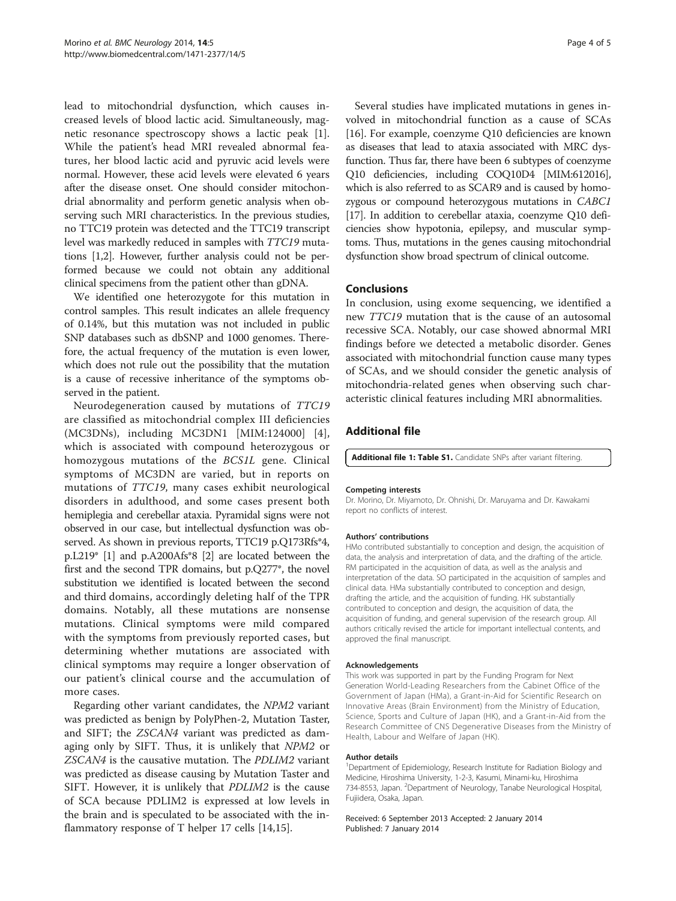lead to mitochondrial dysfunction, which causes increased levels of blood lactic acid. Simultaneously, magnetic resonance spectroscopy shows a lactic peak [1]. While the patient's head MRI revealed abnormal features, her blood lactic acid and pyruvic acid levels were normal. However, these acid levels were elevated 6 years after the disease onset. One should consider mitochondrial abnormality and perform genetic analysis when observing such MRI characteristics. In the previous studies, no TTC19 protein was detected and the TTC19 transcript level was markedly reduced in samples with *TTC19* mutations [1,2]. However, further analysis could not be performed because we could not obtain any additional clinical specimens from the patient other than gDNA.

We identified one heterozygote for this mutation in control samples. This result indicates an allele frequency of 0.14%, but this mutation was not included in public SNP databases such as dbSNP and 1000 genomes. Therefore, the actual frequency of the mutation is even lower, which does not rule out the possibility that the mutation is a cause of recessive inheritance of the symptoms observed in the patient.

Neurodegeneration caused by mutations of *TTC19* are classified as mitochondrial complex III deficiencies (MC3DNs), including MC3DN1 [MIM:124000] [4], which is associated with compound heterozygous or homozygous mutations of the *BCS1L* gene. Clinical symptoms of MC3DN are varied, but in reports on mutations of *TTC19*, many cases exhibit neurological disorders in adulthood, and some cases present both hemiplegia and cerebellar ataxia. Pyramidal signs were not observed in our case, but intellectual dysfunction was observed. As shown in previous reports, TTC19 p.Q173Rfs*4, p.L219* [1] and p.A200Afs*8 [2] are located between the first and the second TPR domains, but p.Q277*, the novel substitution we identified is located between the second and third domains, accordingly deleting half of the TPR domains. Notably, all these mutations are nonsense mutations. Clinical symptoms were mild compared with the symptoms from previously reported cases, but determining whether mutations are associated with clinical symptoms may require a longer observation of our patient's clinical course and the accumulation of more cases.

Regarding other variant candidates, the *NPM2* variant was predicted as benign by PolyPhen-2, Mutation Taster, and SIFT; the *ZSCAN4* variant was predicted as damaging only by SIFT. Thus, it is unlikely that *NPM2* or *ZSCAN4* is the causative mutation. The *PDLIM2* variant was predicted as disease causing by Mutation Taster and SIFT. However, it is unlikely that *PDLIM2* is the cause of SCA because PDLIM2 is expressed at low levels in the brain and is speculated to be associated with the inflammatory response of T helper 17 cells [14,15].

Several studies have implicated mutations in genes involved in mitochondrial function as a cause of SCAs [16]. For example, coenzyme Q10 deficiencies are known as diseases that lead to ataxia associated with MRC dysfunction. Thus far, there have been 6 subtypes of coenzyme Q10 deficiencies, including COQ10D4 [MIM:612016], which is also referred to as SCAR9 and is caused by homozygous or compound heterozygous mutations in *CABC1* [17]. In addition to cerebellar ataxia, coenzyme Q10 deficiencies show hypotonia, epilepsy, and muscular symptoms. Thus, mutations in the genes causing mitochondrial dysfunction show broad spectrum of clinical outcome.

## Conclusions

In conclusion, using exome sequencing, we identified a new *TTC19* mutation that is the cause of an autosomal recessive SCA. Notably, our case showed abnormal MRI findings before we detected a metabolic disorder. Genes associated with mitochondrial function cause many types of SCAs, and we should consider the genetic analysis of mitochondria-related genes when observing such characteristic clinical features including MRI abnormalities.

## Additional file

**Additional file 1: Table S1.** Candidate SNPs after variant filtering.

#### Competing interests

Dr. Morino, Dr. Miyamoto, Dr. Ohnishi, Dr. Maruyama and Dr. Kawakami report no conflicts of interest.

#### Authors' contributions

HMo contributed substantially to conception and design, the acquisition of data, the analysis and interpretation of data, and the drafting of the article. RM participated in the acquisition of data, as well as the analysis and interpretation of the data. SO participated in the acquisition of samples and clinical data. HMa substantially contributed to conception and design, drafting the article, and the acquisition of funding. HK substantially contributed to conception and design, the acquisition of data, the acquisition of funding, and general supervision of the research group. All authors critically revised the article for important intellectual contents, and approved the final manuscript.

#### Acknowledgements

This work was supported in part by the Funding Program for Next Generation World-Leading Researchers from the Cabinet Office of the Government of Japan (HMa), a Grant-in-Aid for Scientific Research on Innovative Areas (Brain Environment) from the Ministry of Education, Science, Sports and Culture of Japan (HK), and a Grant-in-Aid from the Research Committee of CNS Degenerative Diseases from the Ministry of Health, Labour and Welfare of Japan (HK).

#### Author details

[1]Department of Epidemiology, Research Institute for Radiation Biology and Medicine, Hiroshima University, 1-2-3, Kasumi, Minami-ku, Hiroshima 734-8553, Japan. [2]Department of Neurology, Tanabe Neurological Hospital, Fujiidera, Osaka, Japan.

Received: 6 September 2013 Accepted: 2 January 2014
Published: 7 January 2014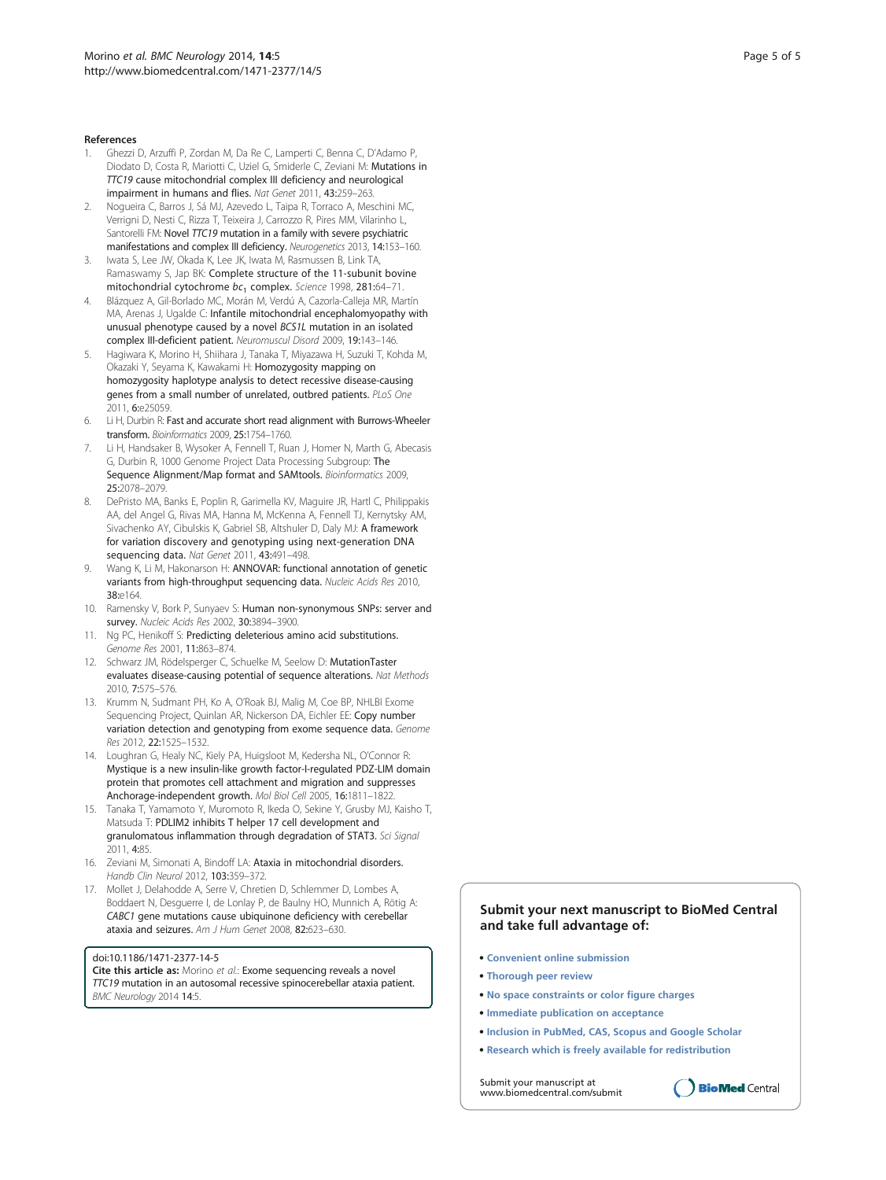## References

1. Ghezzi D, Arzuffi P, Zordan M, Da Re C, Lamperti C, Benna C, D'Adamo P, Diodato D, Costa R, Mariotti C, Uziel G, Smiderle C, Zeviani M: **Mutations in *TTC19* cause mitochondrial complex III deficiency and neurological impairment in humans and flies.** *Nat Genet* 2011, **43:**259–263.
2. Nogueira C, Barros J, Sá MJ, Azevedo L, Taipa R, Torraco A, Meschini MC, Verrigni D, Nesti C, Rizza T, Teixeira J, Carrozzo R, Pires MM, Vilarinho L, Santorelli FM: **Novel *TTC19* mutation in a family with severe psychiatric manifestations and complex III deficiency.** *Neurogenetics* 2013, **14:**153–160.
3. Iwata S, Lee JW, Okada K, Lee JK, Iwata M, Rasmussen B, Link TA, Ramaswamy S, Jap BK: **Complete structure of the 11-subunit bovine mitochondrial cytochrome $bc_1$ complex.** *Science* 1998, **281:**64–71.
4. Blázquez A, Gil-Borlado MC, Morán M, Verdú A, Cazorla-Calleja MR, Martín MA, Arenas J, Ugalde C: **Infantile mitochondrial encephalomyopathy with unusual phenotype caused by a novel *BCS1L* mutation in an isolated complex III-deficient patient.** *Neuromuscul Disord* 2009, **19:**143–146.
5. Hagiwara K, Morino H, Shiihara J, Tanaka T, Miyazawa H, Suzuki T, Kohda M, Okazaki Y, Seyama K, Kawakami H: **Homozygosity mapping on homozygosity haplotype analysis to detect recessive disease-causing genes from a small number of unrelated, outbred patients.** *PLoS One* 2011, **6:**e25059.
6. Li H, Durbin R: **Fast and accurate short read alignment with Burrows-Wheeler transform.** *Bioinformatics* 2009, **25:**1754–1760.
7. Li H, Handsaker B, Wysoker A, Fennell T, Ruan J, Homer N, Marth G, Abecasis G, Durbin R, 1000 Genome Project Data Processing Subgroup: **The Sequence Alignment/Map format and SAMtools.** *Bioinformatics* 2009, **25:**2078–2079.
8. DePristo MA, Banks E, Poplin R, Garimella KV, Maguire JR, Hartl C, Philippakis AA, del Angel G, Rivas MA, Hanna M, McKenna A, Fennell TJ, Kernytsky AM, Sivachenko AY, Cibulskis K, Gabriel SB, Altshuler D, Daly MJ: **A framework for variation discovery and genotyping using next-generation DNA sequencing data.** *Nat Genet* 2011, **43:**491–498.
9. Wang K, Li M, Hakonarson H: **ANNOVAR: functional annotation of genetic variants from high-throughput sequencing data.** *Nucleic Acids Res* 2010, **38:**e164.
10. Ramensky V, Bork P, Sunyaev S: **Human non-synonymous SNPs: server and survey.** *Nucleic Acids Res* 2002, **30:**3894–3900.
11. Ng PC, Henikoff S: **Predicting deleterious amino acid substitutions.** *Genome Res* 2001, **11:**863–874.
12. Schwarz JM, Rödelsperger C, Schuelke M, Seelow D: **MutationTaster evaluates disease-causing potential of sequence alterations.** *Nat Methods* 2010, **7:**575–576.
13. Krumm N, Sudmant PH, Ko A, O'Roak BJ, Malig M, Coe BP, NHLBI Exome Sequencing Project, Quinlan AR, Nickerson DA, Eichler EE: **Copy number variation detection and genotyping from exome sequence data.** *Genome Res* 2012, **22:**1525–1532.
14. Loughran G, Healy NC, Kiely PA, Huigsloot M, Kedersha NL, O'Connor R: **Mystique is a new insulin-like growth factor-I-regulated PDZ-LIM domain protein that promotes cell attachment and migration and suppresses Anchorage-independent growth.** *Mol Biol Cell* 2005, **16:**1811–1822.
15. Tanaka T, Yamamoto Y, Muromoto R, Ikeda O, Sekine Y, Grusby MJ, Kaisho T, Matsuda T: **PDLIM2 inhibits T helper 17 cell development and granulomatous inflammation through degradation of STAT3.** *Sci Signal* 2011, **4:**85.
16. Zeviani M, Simonati A, Bindoff LA: **Ataxia in mitochondrial disorders.** *Handb Clin Neurol* 2012, **103:**359–372.
17. Mollet J, Delahodde A, Serre V, Chretien D, Schlemmer D, Lombes A, Boddaert N, Desguerre I, de Lonlay P, de Baulny HO, Munnich A, Rötig A: ***CABC1* gene mutations cause ubiquinone deficiency with cerebellar ataxia and seizures.** *Am J Hum Genet* 2008, **82:**623–630.

doi:10.1186/1471-2377-14-5

**Cite this article as:** Morino *et al.*: Exome sequencing reveals a novel *TTC19* mutation in an autosomal recessive spinocerebellar ataxia patient. *BMC Neurology* 2014 **14**:5.

**Submit your next manuscript to BioMed Central and take full advantage of:**

- Convenient online submission
- Thorough peer review
- No space constraints or color figure charges
- Immediate publication on acceptance
- Inclusion in PubMed, CAS, Scopus and Google Scholar
- Research which is freely available for redistribution

Submit your manuscript at www.biomedcentral.com/submit

BioMed Central